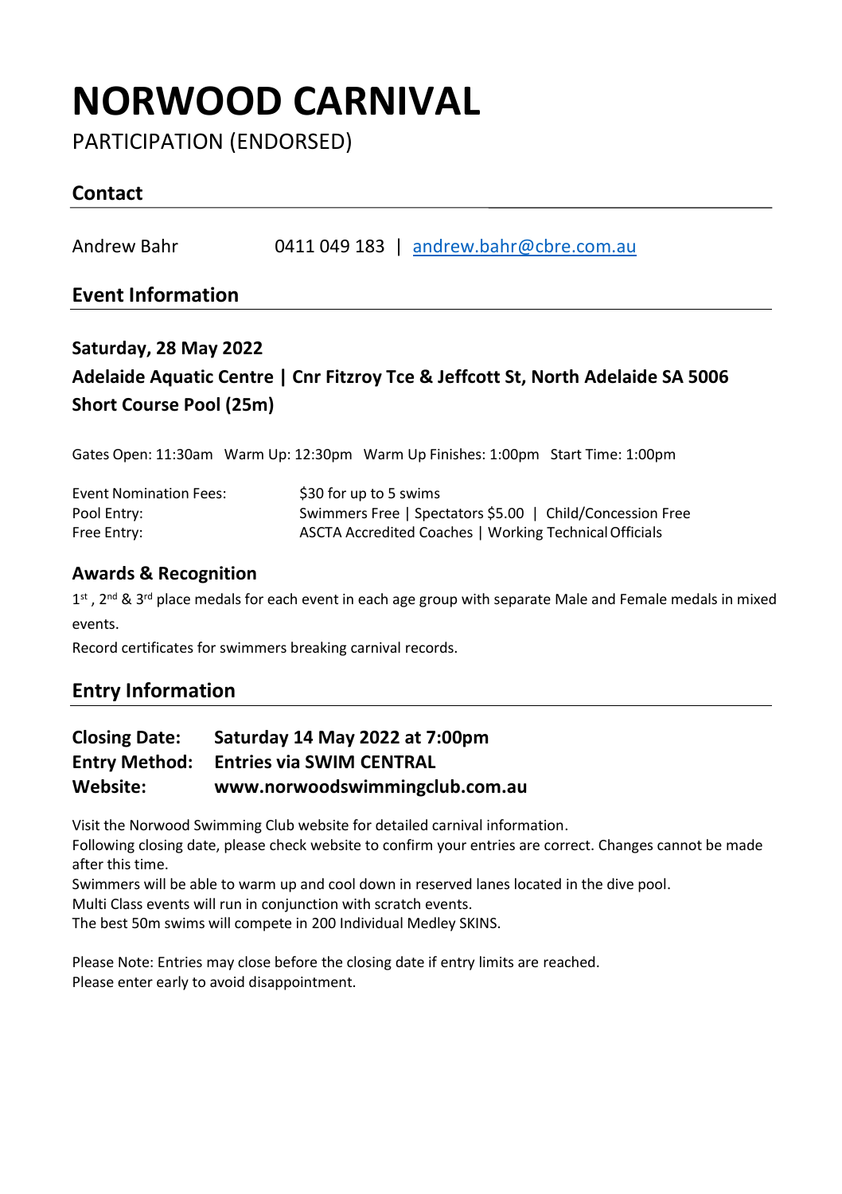# NORWOOD CARNIVAL

PARTICIPATION (ENDORSED)

## Contact

Andrew Bahr 0411 049 183 | andrew.bahr@cbre.com.au

## Event Information

**Saturday, 28 May 2022**

**Adelaide Aquatic Centre | Cnr Fitzroy Tce & Jeffcott St, North Adelaide SA 5006**

**Short Course Pool (25m)**

Gates Open: 11:30am Warm Up: 12:30pm Warm Up Finishes: 1:00pm Start Time: 1:00pm

| | |
|---|---|
| Event Nomination Fees: | $30 for up to 5 swims |
| Pool Entry: | Swimmers Free \| Spectators $5.00 \| Child/Concession Free |
| Free Entry: | ASCTA Accredited Coaches \| Working Technical Officials |

### Awards & Recognition

1st, 2nd & 3rd place medals for each event in each age group with separate Male and Female medals in mixed events.

Record certificates for swimmers breaking carnival records.

## Entry Information

**Closing Date:** **Saturday 14 May 2022 at 7:00pm**
**Entry Method:** **Entries via SWIM CENTRAL**
**Website:** **www.norwoodswimmingclub.com.au**

Visit the Norwood Swimming Club website for detailed carnival information.
Following closing date, please check website to confirm your entries are correct. Changes cannot be made after this time.
Swimmers will be able to warm up and cool down in reserved lanes located in the dive pool.
Multi Class events will run in conjunction with scratch events.
The best 50m swims will compete in 200 Individual Medley SKINS.

Please Note: Entries may close before the closing date if entry limits are reached.
Please enter early to avoid disappointment.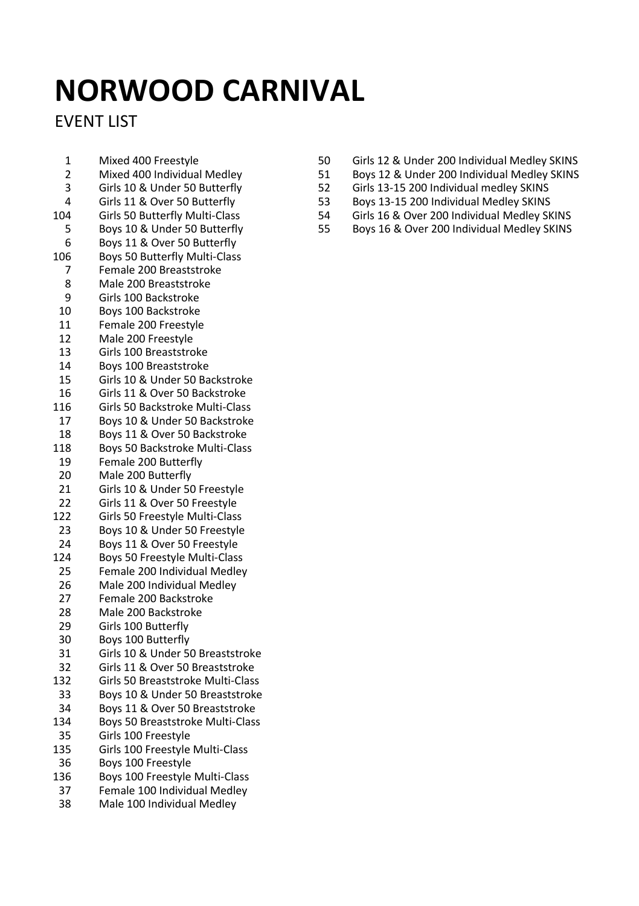# NORWOOD CARNIVAL

EVENT LIST

1 Mixed 400 Freestyle
2 Mixed 400 Individual Medley
3 Girls 10 & Under 50 Butterfly
4 Girls 11 & Over 50 Butterfly
104 Girls 50 Butterfly Multi-Class
5 Boys 10 & Under 50 Butterfly
6 Boys 11 & Over 50 Butterfly
106 Boys 50 Butterfly Multi-Class
7 Female 200 Breaststroke
8 Male 200 Breaststroke
9 Girls 100 Backstroke
10 Boys 100 Backstroke
11 Female 200 Freestyle
12 Male 200 Freestyle
13 Girls 100 Breaststroke
14 Boys 100 Breaststroke
15 Girls 10 & Under 50 Backstroke
16 Girls 11 & Over 50 Backstroke
116 Girls 50 Backstroke Multi-Class
17 Boys 10 & Under 50 Backstroke
18 Boys 11 & Over 50 Backstroke
118 Boys 50 Backstroke Multi-Class
19 Female 200 Butterfly
20 Male 200 Butterfly
21 Girls 10 & Under 50 Freestyle
22 Girls 11 & Over 50 Freestyle
122 Girls 50 Freestyle Multi-Class
23 Boys 10 & Under 50 Freestyle
24 Boys 11 & Over 50 Freestyle
124 Boys 50 Freestyle Multi-Class
25 Female 200 Individual Medley
26 Male 200 Individual Medley
27 Female 200 Backstroke
28 Male 200 Backstroke
29 Girls 100 Butterfly
30 Boys 100 Butterfly
31 Girls 10 & Under 50 Breaststroke
32 Girls 11 & Over 50 Breaststroke
132 Girls 50 Breaststroke Multi-Class
33 Boys 10 & Under 50 Breaststroke
34 Boys 11 & Over 50 Breaststroke
134 Boys 50 Breaststroke Multi-Class
35 Girls 100 Freestyle
135 Girls 100 Freestyle Multi-Class
36 Boys 100 Freestyle
136 Boys 100 Freestyle Multi-Class
37 Female 100 Individual Medley
38 Male 100 Individual Medley
50 Girls 12 & Under 200 Individual Medley SKINS
51 Boys 12 & Under 200 Individual Medley SKINS
52 Girls 13-15 200 Individual medley SKINS
53 Boys 13-15 200 Individual Medley SKINS
54 Girls 16 & Over 200 Individual Medley SKINS
55 Boys 16 & Over 200 Individual Medley SKINS